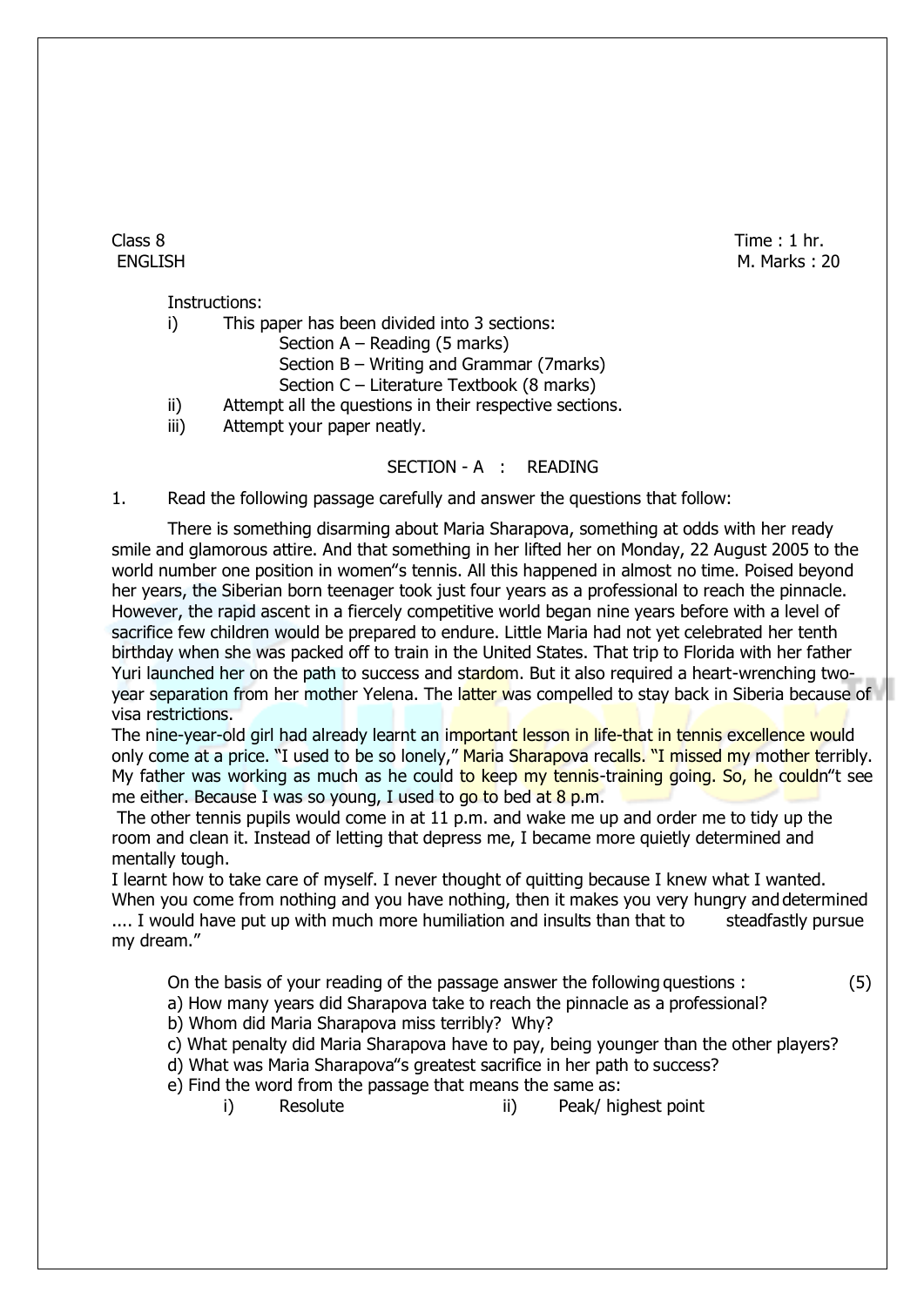Class 8 Time : 1 hr.
ENGLISH M. Marks : 20

Instructions:

i) This paper has been divided into 3 sections:
   - Section A – Reading (5 marks)
   - Section B – Writing and Grammar (7marks)
   - Section C – Literature Textbook (8 marks)

ii) Attempt all the questions in their respective sections.

iii) Attempt your paper neatly.

## SECTION - A : READING

1. Read the following passage carefully and answer the questions that follow:

There is something disarming about Maria Sharapova, something at odds with her ready smile and glamorous attire. And that something in her lifted her on Monday, 22 August 2005 to the world number one position in women"s tennis. All this happened in almost no time. Poised beyond her years, the Siberian born teenager took just four years as a professional to reach the pinnacle. However, the rapid ascent in a fiercely competitive world began nine years before with a level of sacrifice few children would be prepared to endure. Little Maria had not yet celebrated her tenth birthday when she was packed off to train in the United States. That trip to Florida with her father Yuri launched her on the path to success and stardom. But it also required a heart-wrenching two-year separation from her mother Yelena. The latter was compelled to stay back in Siberia because of visa restrictions.

The nine-year-old girl had already learnt an important lesson in life-that in tennis excellence would only come at a price. "I used to be so lonely," Maria Sharapova recalls. "I missed my mother terribly. My father was working as much as he could to keep my tennis-training going. So, he couldn"t see me either. Because I was so young, I used to go to bed at 8 p.m.

The other tennis pupils would come in at 11 p.m. and wake me up and order me to tidy up the room and clean it. Instead of letting that depress me, I became more quietly determined and mentally tough.

I learnt how to take care of myself. I never thought of quitting because I knew what I wanted. When you come from nothing and you have nothing, then it makes you very hungry and determined .... I would have put up with much more humiliation and insults than that to steadfastly pursue my dream."

On the basis of your reading of the passage answer the following questions : (5)

a) How many years did Sharapova take to reach the pinnacle as a professional?

b) Whom did Maria Sharapova miss terribly? Why?

c) What penalty did Maria Sharapova have to pay, being younger than the other players?

d) What was Maria Sharapova"s greatest sacrifice in her path to success?

e) Find the word from the passage that means the same as:

i) Resolute  ii) Peak/ highest point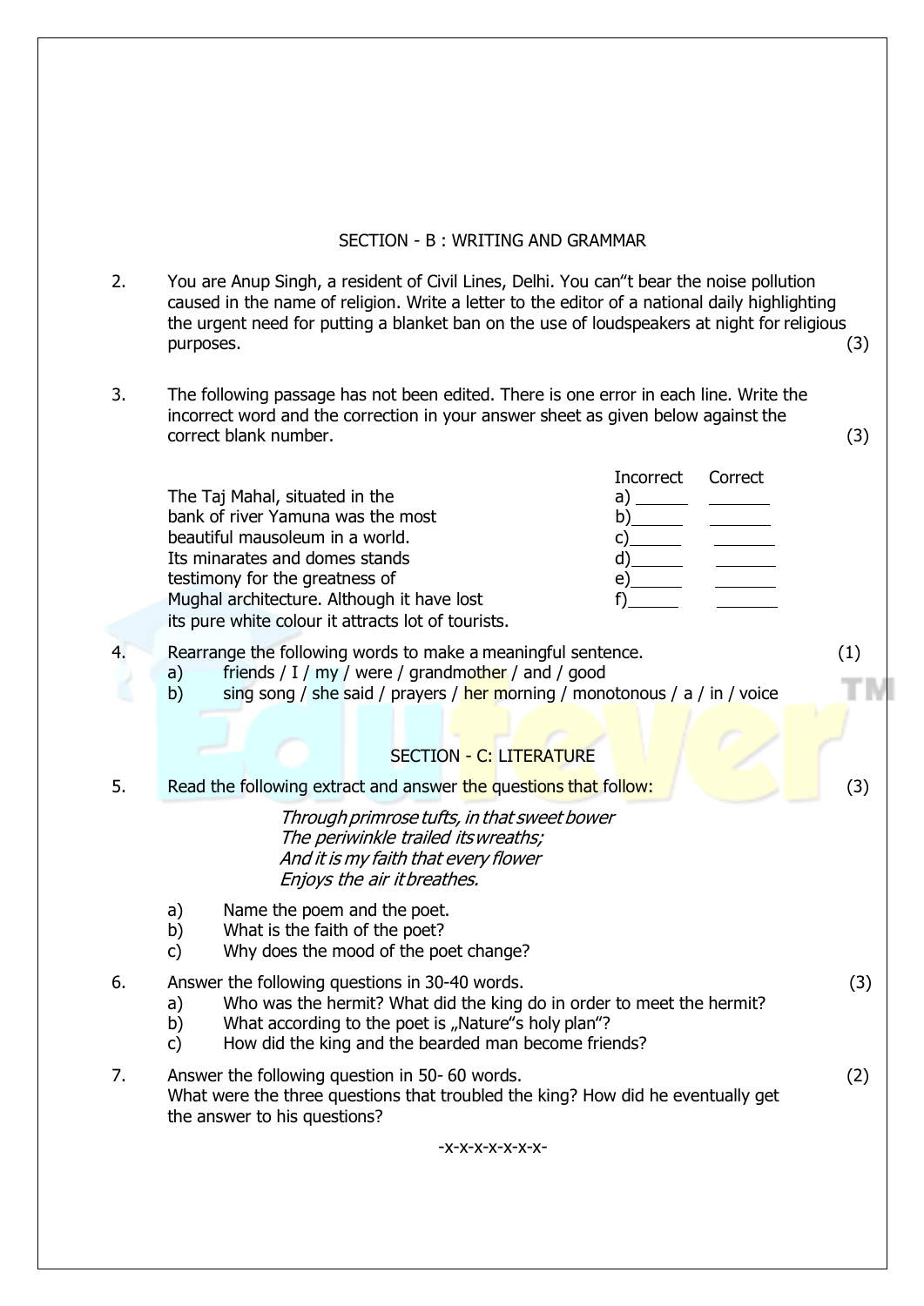## SECTION - B : WRITING AND GRAMMAR

2. You are Anup Singh, a resident of Civil Lines, Delhi. You can"t bear the noise pollution caused in the name of religion. Write a letter to the editor of a national daily highlighting the urgent need for putting a blanket ban on the use of loudspeakers at night for religious purposes. (3)

3. The following passage has not been edited. There is one error in each line. Write the incorrect word and the correction in your answer sheet as given below against the correct blank number. (3)

| | Incorrect | Correct |
|---|---|---|
| The Taj Mahal, situated in the | a) ______ | ______ |
| bank of river Yamuna was the most | b) ______ | ______ |
| beautiful mausoleum in a world. | c) ______ | ______ |
| Its minarates and domes stands | d) ______ | ______ |
| testimony for the greatness of | e) ______ | ______ |
| Mughal architecture. Although it have lost | f) ______ | ______ |
| its pure white colour it attracts lot of tourists. | | |

4. Rearrange the following words to make a meaningful sentence. (1)
   a) friends / I / my / were / grandmother / and / good
   b) sing song / she said / prayers / her morning / monotonous / a / in / voice

## SECTION - C: LITERATURE

5. Read the following extract and answer the questions that follow: (3)

   *Through primrose tufts, in that sweet bower*
   *The periwinkle trailed its wreaths;*
   *And it is my faith that every flower*
   *Enjoys the air it breathes.*

   a) Name the poem and the poet.
   b) What is the faith of the poet?
   c) Why does the mood of the poet change?

6. Answer the following questions in 30-40 words. (3)
   a) Who was the hermit? What did the king do in order to meet the hermit?
   b) What according to the poet is „Nature"s holy plan"?
   c) How did the king and the bearded man become friends?

7. Answer the following question in 50- 60 words. (2)
   What were the three questions that troubled the king? How did he eventually get the answer to his questions?

-x-x-x-x-x-x-x-